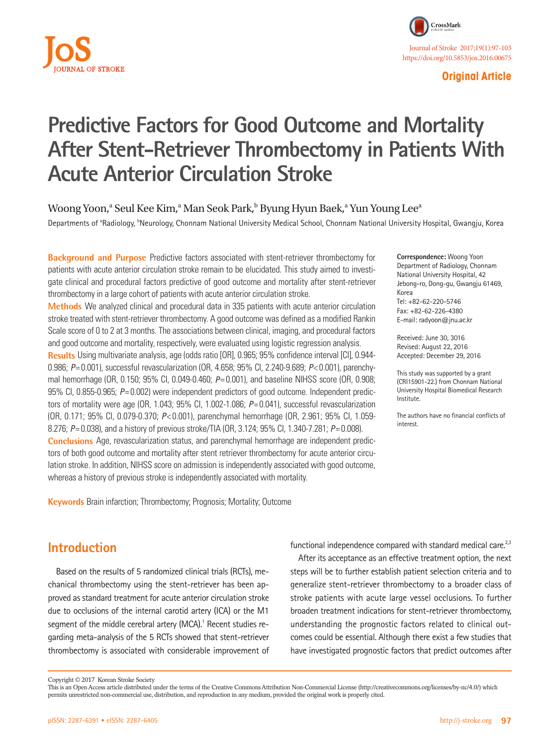# Predictive Factors for Good Outcome and Mortality After Stent-Retriever Thrombectomy in Patients With Acute Anterior Circulation Stroke

Woong Yoon,[a] Seul Kee Kim,[a] Man Seok Park,[b] Byung Hyun Baek,[a] Yun Young Lee[a]

Departments of [a]Radiology, [b]Neurology, Chonnam National University Medical School, Chonnam National University Hospital, Gwangju, Korea

**Background and Purpose** Predictive factors associated with stent-retriever thrombectomy for patients with acute anterior circulation stroke remain to be elucidated. This study aimed to investigate clinical and procedural factors predictive of good outcome and mortality after stent-retriever thrombectomy in a large cohort of patients with acute anterior circulation stroke.

**Methods** We analyzed clinical and procedural data in 335 patients with acute anterior circulation stroke treated with stent-retriever thrombectomy. A good outcome was defined as a modified Rankin Scale score of 0 to 2 at 3 months. The associations between clinical, imaging, and procedural factors and good outcome and mortality, respectively, were evaluated using logistic regression analysis.

**Results** Using multivariate analysis, age (odds ratio [OR], 0.965; 95% confidence interval [CI], 0.944-0.986; $P$=0.001), successful revascularization (OR, 4.658; 95% CI, 2.240-9.689; $P$<0.001), parenchymal hemorrhage (OR, 0.150; 95% CI, 0.049-0.460; $P$=0.001), and baseline NIHSS score (OR, 0.908; 95% CI, 0.855-0.965; $P$=0.002) were independent predictors of good outcome. Independent predictors of mortality were age (OR, 1.043; 95% CI, 1.002-1.086; $P$=0.041), successful revascularization (OR, 0.171; 95% CI, 0.079-0.370; $P$<0.001), parenchymal hemorrhage (OR, 2.961; 95% CI, 1.059-8.276; $P$=0.038), and a history of previous stroke/TIA (OR, 3.124; 95% CI, 1.340-7.281; $P$=0.008).

**Conclusions** Age, revascularization status, and parenchymal hemorrhage are independent predictors of both good outcome and mortality after stent retriever thrombectomy for acute anterior circulation stroke. In addition, NIHSS score on admission is independently associated with good outcome, whereas a history of previous stroke is independently associated with mortality.

**Keywords** Brain infarction; Thrombectomy; Prognosis; Mortality; Outcome

**Correspondence:** Woong Yoon
Department of Radiology, Chonnam National University Hospital, 42 Jebong-ro, Dong-gu, Gwangju 61469, Korea
Tel: +82-62-220-5746
Fax: +82-62-226-4380
E-mail: radyoon@jnu.ac.kr

Received: June 30, 2016
Revised: August 22, 2016
Accepted: December 29, 2016

This study was supported by a grant (CRI15901-22.) from Chonnam National University Hospital Biomedical Research Institute.

The authors have no financial conflicts of interest.

## Introduction

Based on the results of 5 randomized clinical trials (RCTs), mechanical thrombectomy using the stent-retriever has been approved as standard treatment for acute anterior circulation stroke due to occlusions of the internal carotid artery (ICA) or the M1 segment of the middle cerebral artery (MCA).[1] Recent studies regarding meta-analysis of the 5 RCTs showed that stent-retriever thrombectomy is associated with considerable improvement of functional independence compared with standard medical care.[2,3]

After its acceptance as an effective treatment option, the next steps will be to further establish patient selection criteria and to generalize stent-retriever thrombectomy to a broader class of stroke patients with acute large vessel occlusions. To further broaden treatment indications for stent-retriever thrombectomy, understanding the prognostic factors related to clinical outcomes could be essential. Although there exist a few studies that have investigated prognostic factors that predict outcomes after

Copyright © 2017 Korean Stroke Society
This is an Open Access article distributed under the terms of the Creative Commons Attribution Non-Commercial License (http://creativecommons.org/licenses/by-nc/4.0/) which permits unrestricted non-commercial use, distribution, and reproduction in any medium, provided the original work is properly cited.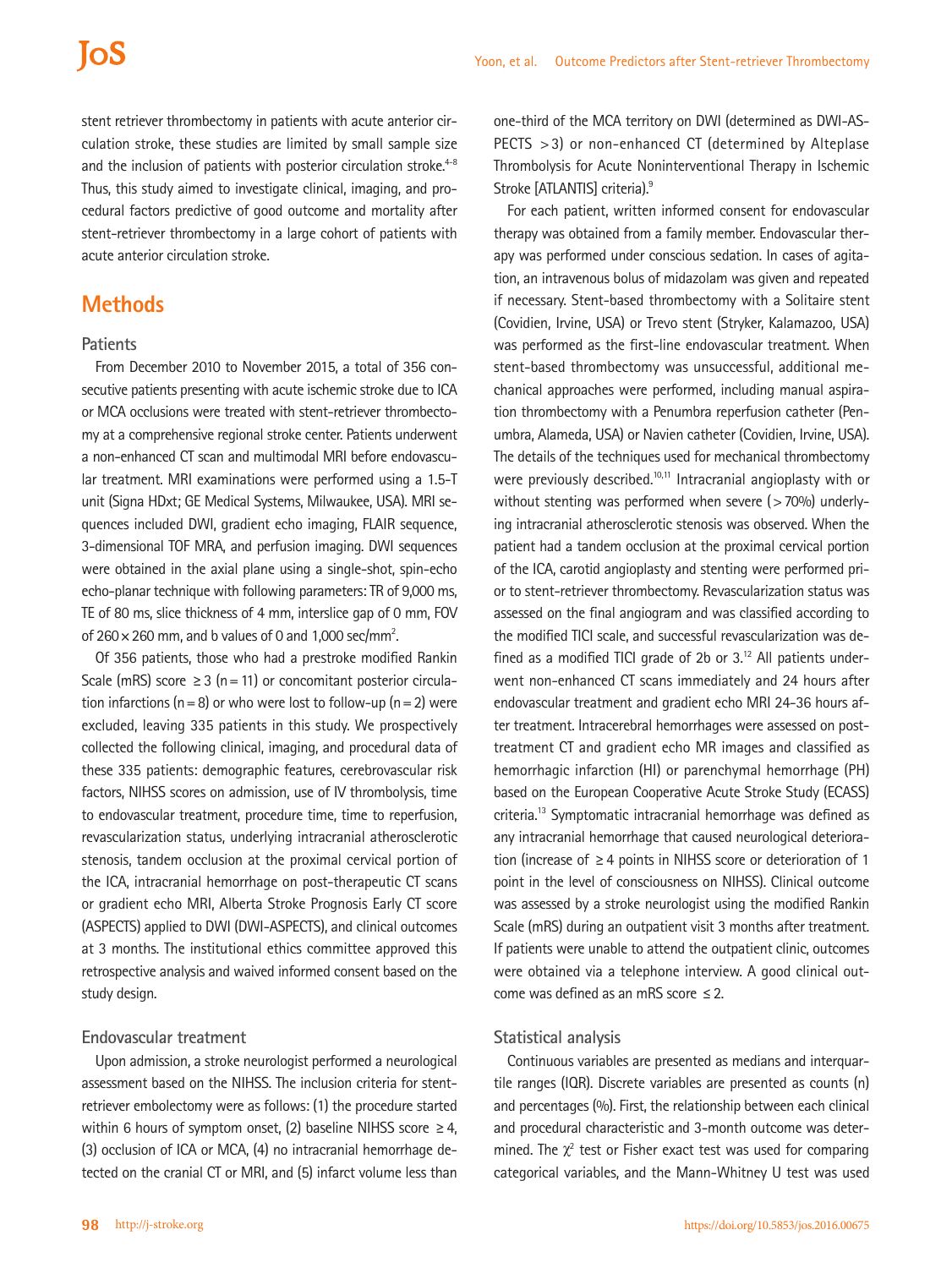stent retriever thrombectomy in patients with acute anterior circulation stroke, these studies are limited by small sample size and the inclusion of patients with posterior circulation stroke.[4-8] Thus, this study aimed to investigate clinical, imaging, and procedural factors predictive of good outcome and mortality after stent-retriever thrombectomy in a large cohort of patients with acute anterior circulation stroke.

## Methods

### Patients

From December 2010 to November 2015, a total of 356 consecutive patients presenting with acute ischemic stroke due to ICA or MCA occlusions were treated with stent-retriever thrombectomy at a comprehensive regional stroke center. Patients underwent a non-enhanced CT scan and multimodal MRI before endovascular treatment. MRI examinations were performed using a 1.5-T unit (Signa HDxt; GE Medical Systems, Milwaukee, USA). MRI sequences included DWI, gradient echo imaging, FLAIR sequence, 3-dimensional TOF MRA, and perfusion imaging. DWI sequences were obtained in the axial plane using a single-shot, spin-echo echo-planar technique with following parameters: TR of 9,000 ms, TE of 80 ms, slice thickness of 4 mm, interslice gap of 0 mm, FOV of 260×260 mm, and b values of 0 and 1,000 sec/mm$^2$.

Of 356 patients, those who had a prestroke modified Rankin Scale (mRS) score $\geq$3 (n=11) or concomitant posterior circulation infarctions (n=8) or who were lost to follow-up (n=2) were excluded, leaving 335 patients in this study. We prospectively collected the following clinical, imaging, and procedural data of these 335 patients: demographic features, cerebrovascular risk factors, NIHSS scores on admission, use of IV thrombolysis, time to endovascular treatment, procedure time, time to reperfusion, revascularization status, underlying intracranial atherosclerotic stenosis, tandem occlusion at the proximal cervical portion of the ICA, intracranial hemorrhage on post-therapeutic CT scans or gradient echo MRI, Alberta Stroke Prognosis Early CT score (ASPECTS) applied to DWI (DWI-ASPECTS), and clinical outcomes at 3 months. The institutional ethics committee approved this retrospective analysis and waived informed consent based on the study design.

### Endovascular treatment

Upon admission, a stroke neurologist performed a neurological assessment based on the NIHSS. The inclusion criteria for stent-retriever embolectomy were as follows: (1) the procedure started within 6 hours of symptom onset, (2) baseline NIHSS score $\geq$4, (3) occlusion of ICA or MCA, (4) no intracranial hemorrhage detected on the cranial CT or MRI, and (5) infarct volume less than one-third of the MCA territory on DWI (determined as DWI-ASPECTS >3) or non-enhanced CT (determined by Alteplase Thrombolysis for Acute Noninterventional Therapy in Ischemic Stroke [ATLANTIS] criteria).[9]

For each patient, written informed consent for endovascular therapy was obtained from a family member. Endovascular therapy was performed under conscious sedation. In cases of agitation, an intravenous bolus of midazolam was given and repeated if necessary. Stent-based thrombectomy with a Solitaire stent (Covidien, Irvine, USA) or Trevo stent (Stryker, Kalamazoo, USA) was performed as the first-line endovascular treatment. When stent-based thrombectomy was unsuccessful, additional mechanical approaches were performed, including manual aspiration thrombectomy with a Penumbra reperfusion catheter (Penumbra, Alameda, USA) or Navien catheter (Covidien, Irvine, USA). The details of the techniques used for mechanical thrombectomy were previously described.[10,11] Intracranial angioplasty with or without stenting was performed when severe (>70%) underlying intracranial atherosclerotic stenosis was observed. When the patient had a tandem occlusion at the proximal cervical portion of the ICA, carotid angioplasty and stenting were performed prior to stent-retriever thrombectomy. Revascularization status was assessed on the final angiogram and was classified according to the modified TICI scale, and successful revascularization was defined as a modified TICI grade of 2b or 3.[12] All patients underwent non-enhanced CT scans immediately and 24 hours after endovascular treatment and gradient echo MRI 24-36 hours after treatment. Intracerebral hemorrhages were assessed on post-treatment CT and gradient echo MR images and classified as hemorrhagic infarction (HI) or parenchymal hemorrhage (PH) based on the European Cooperative Acute Stroke Study (ECASS) criteria.[13] Symptomatic intracranial hemorrhage was defined as any intracranial hemorrhage that caused neurological deterioration (increase of $\geq$4 points in NIHSS score or deterioration of 1 point in the level of consciousness on NIHSS). Clinical outcome was assessed by a stroke neurologist using the modified Rankin Scale (mRS) during an outpatient visit 3 months after treatment. If patients were unable to attend the outpatient clinic, outcomes were obtained via a telephone interview. A good clinical outcome was defined as an mRS score $\leq$2.

### Statistical analysis

Continuous variables are presented as medians and interquartile ranges (IQR). Discrete variables are presented as counts (n) and percentages (%). First, the relationship between each clinical and procedural characteristic and 3-month outcome was determined. The $\chi^2$ test or Fisher exact test was used for comparing categorical variables, and the Mann-Whitney U test was used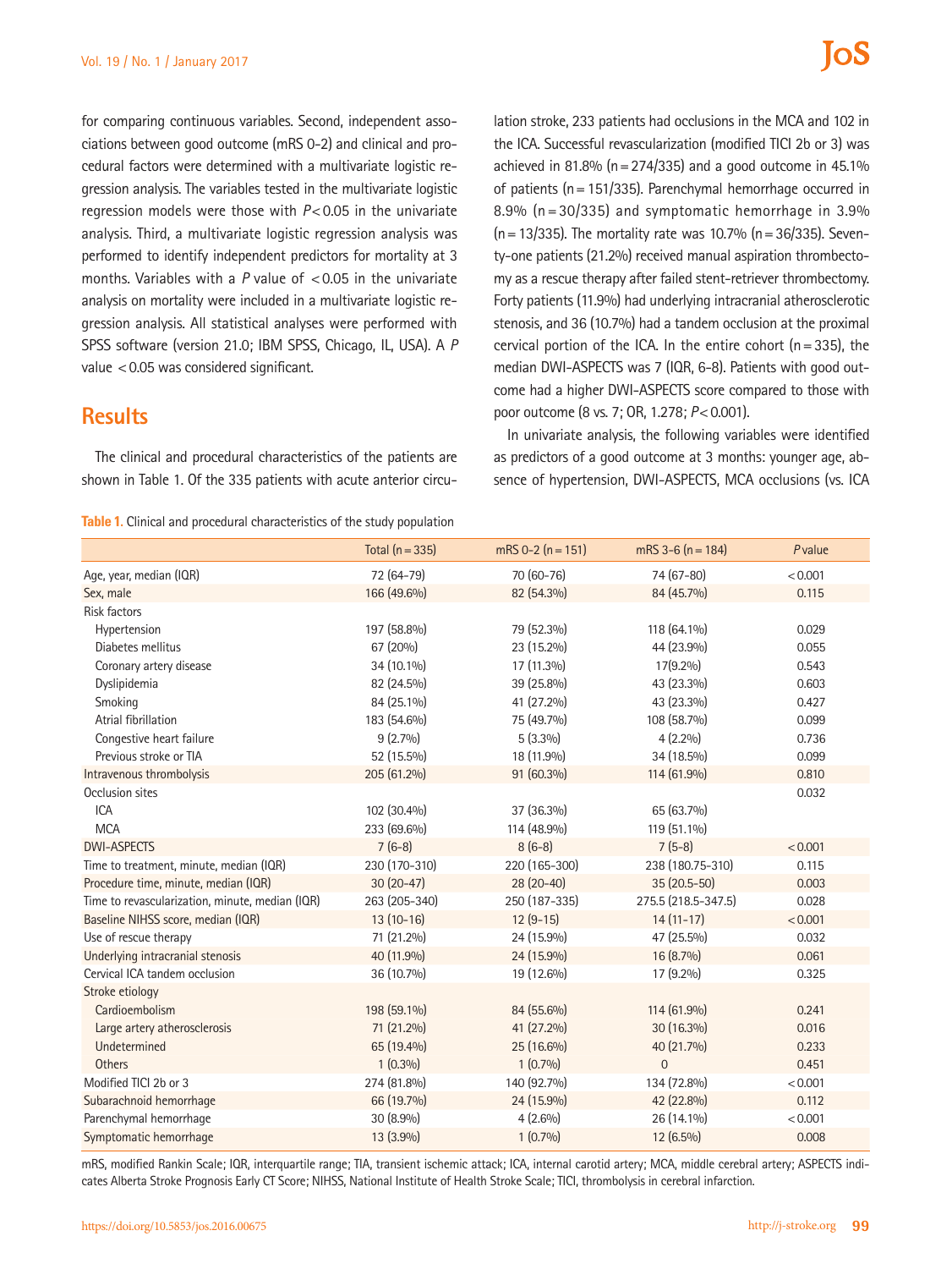for comparing continuous variables. Second, independent associations between good outcome (mRS 0-2) and clinical and procedural factors were determined with a multivariate logistic regression analysis. The variables tested in the multivariate logistic regression models were those with $P<0.05$ in the univariate analysis. Third, a multivariate logistic regression analysis was performed to identify independent predictors for mortality at 3 months. Variables with a $P$ value of $<0.05$ in the univariate analysis on mortality were included in a multivariate logistic regression analysis. All statistical analyses were performed with SPSS software (version 21.0; IBM SPSS, Chicago, IL, USA). A $P$ value $<0.05$ was considered significant.

## Results

The clinical and procedural characteristics of the patients are shown in Table 1. Of the 335 patients with acute anterior circulation stroke, 233 patients had occlusions in the MCA and 102 in the ICA. Successful revascularization (modified TICI 2b or 3) was achieved in 81.8% (n=274/335) and a good outcome in 45.1% of patients (n=151/335). Parenchymal hemorrhage occurred in 8.9% (n=30/335) and symptomatic hemorrhage in 3.9% (n=13/335). The mortality rate was 10.7% (n=36/335). Seventy-one patients (21.2%) received manual aspiration thrombectomy as a rescue therapy after failed stent-retriever thrombectomy. Forty patients (11.9%) had underlying intracranial atherosclerotic stenosis, and 36 (10.7%) had a tandem occlusion at the proximal cervical portion of the ICA. In the entire cohort (n=335), the median DWI-ASPECTS was 7 (IQR, 6-8). Patients with good outcome had a higher DWI-ASPECTS score compared to those with poor outcome (8 vs. 7; OR, 1.278; $P<0.001$).

In univariate analysis, the following variables were identified as predictors of a good outcome at 3 months: younger age, absence of hypertension, DWI-ASPECTS, MCA occlusions (vs. ICA

**Table 1.** Clinical and procedural characteristics of the study population

| | Total (n=335) | mRS 0-2 (n=151) | mRS 3-6 (n=184) | P value |
|---|---|---|---|---|
| Age, year, median (IQR) | 72 (64-79) | 70 (60-76) | 74 (67-80) | <0.001 |
| Sex, male | 166 (49.6%) | 82 (54.3%) | 84 (45.7%) | 0.115 |
| Risk factors | | | | |
| Hypertension | 197 (58.8%) | 79 (52.3%) | 118 (64.1%) | 0.029 |
| Diabetes mellitus | 67 (20%) | 23 (15.2%) | 44 (23.9%) | 0.055 |
| Coronary artery disease | 34 (10.1%) | 17 (11.3%) | 17(9.2%) | 0.543 |
| Dyslipidemia | 82 (24.5%) | 39 (25.8%) | 43 (23.3%) | 0.603 |
| Smoking | 84 (25.1%) | 41 (27.2%) | 43 (23.3%) | 0.427 |
| Atrial fibrillation | 183 (54.6%) | 75 (49.7%) | 108 (58.7%) | 0.099 |
| Congestive heart failure | 9 (2.7%) | 5 (3.3%) | 4 (2.2%) | 0.736 |
| Previous stroke or TIA | 52 (15.5%) | 18 (11.9%) | 34 (18.5%) | 0.099 |
| Intravenous thrombolysis | 205 (61.2%) | 91 (60.3%) | 114 (61.9%) | 0.810 |
| Occlusion sites | | | | 0.032 |
| ICA | 102 (30.4%) | 37 (36.3%) | 65 (63.7%) | |
| MCA | 233 (69.6%) | 114 (48.9%) | 119 (51.1%) | |
| DWI-ASPECTS | 7 (6-8) | 8 (6-8) | 7 (5-8) | <0.001 |
| Time to treatment, minute, median (IQR) | 230 (170-310) | 220 (165-300) | 238 (180.75-310) | 0.115 |
| Procedure time, minute, median (IQR) | 30 (20-47) | 28 (20-40) | 35 (20.5-50) | 0.003 |
| Time to revascularization, minute, median (IQR) | 263 (205-340) | 250 (187-335) | 275.5 (218.5-347.5) | 0.028 |
| Baseline NIHSS score, median (IQR) | 13 (10-16) | 12 (9-15) | 14 (11-17) | <0.001 |
| Use of rescue therapy | 71 (21.2%) | 24 (15.9%) | 47 (25.5%) | 0.032 |
| Underlying intracranial stenosis | 40 (11.9%) | 24 (15.9%) | 16 (8.7%) | 0.061 |
| Cervical ICA tandem occlusion | 36 (10.7%) | 19 (12.6%) | 17 (9.2%) | 0.325 |
| Stroke etiology | | | | |
| Cardioembolism | 198 (59.1%) | 84 (55.6%) | 114 (61.9%) | 0.241 |
| Large artery atherosclerosis | 71 (21.2%) | 41 (27.2%) | 30 (16.3%) | 0.016 |
| Undetermined | 65 (19.4%) | 25 (16.6%) | 40 (21.7%) | 0.233 |
| Others | 1 (0.3%) | 1 (0.7%) | 0 | 0.451 |
| Modified TICI 2b or 3 | 274 (81.8%) | 140 (92.7%) | 134 (72.8%) | <0.001 |
| Subarachnoid hemorrhage | 66 (19.7%) | 24 (15.9%) | 42 (22.8%) | 0.112 |
| Parenchymal hemorrhage | 30 (8.9%) | 4 (2.6%) | 26 (14.1%) | <0.001 |
| Symptomatic hemorrhage | 13 (3.9%) | 1 (0.7%) | 12 (6.5%) | 0.008 |

mRS, modified Rankin Scale; IQR, interquartile range; TIA, transient ischemic attack; ICA, internal carotid artery; MCA, middle cerebral artery; ASPECTS indicates Alberta Stroke Prognosis Early CT Score; NIHSS, National Institute of Health Stroke Scale; TICI, thrombolysis in cerebral infarction.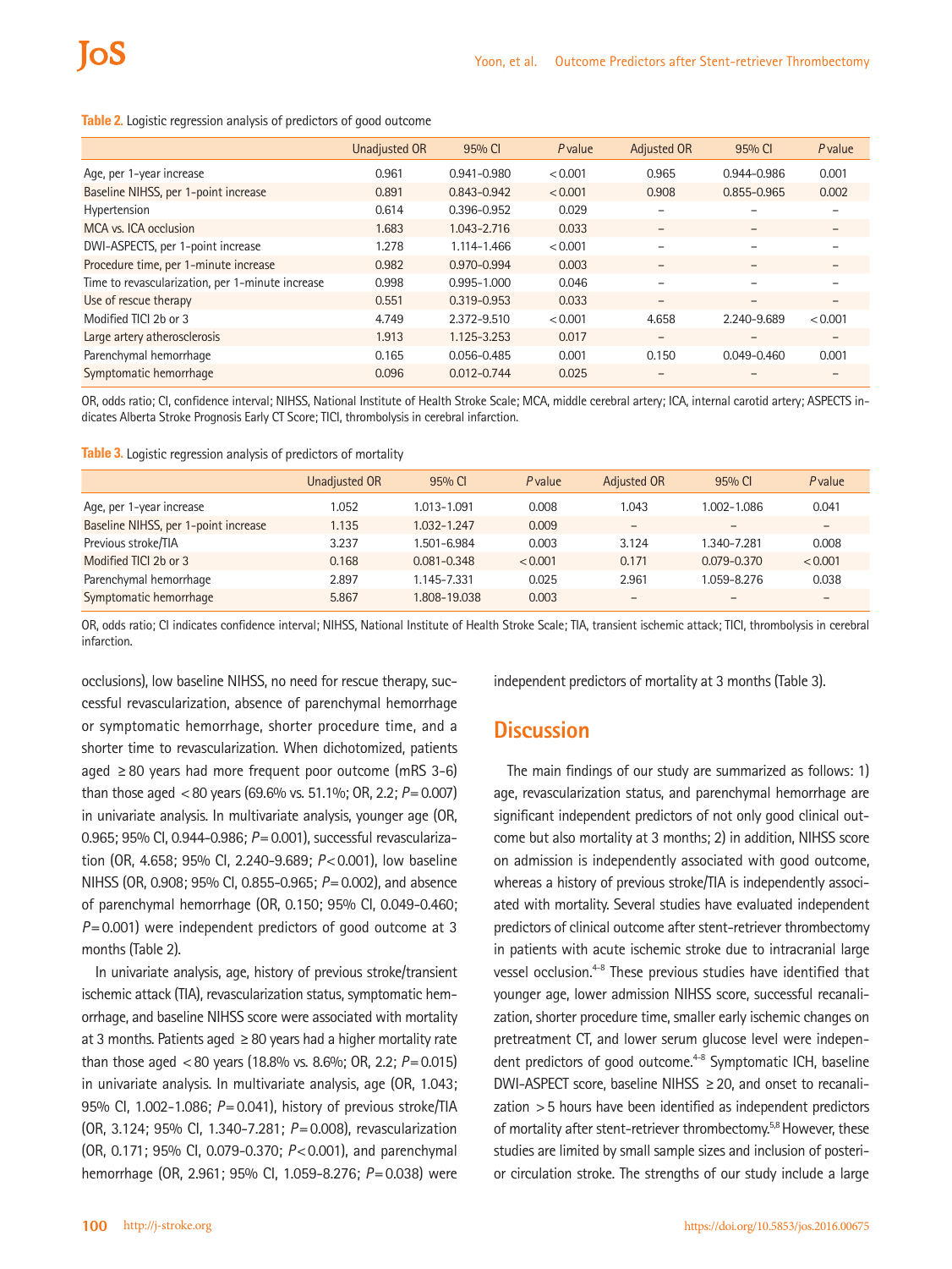**Table 2.** Logistic regression analysis of predictors of good outcome

| | Unadjusted OR | 95% CI | *P* value | Adjusted OR | 95% CI | *P* value |
|---|---|---|---|---|---|---|
| Age, per 1-year increase | 0.961 | 0.941-0.980 | <0.001 | 0.965 | 0.944-0.986 | 0.001 |
| Baseline NIHSS, per 1-point increase | 0.891 | 0.843-0.942 | <0.001 | 0.908 | 0.855-0.965 | 0.002 |
| Hypertension | 0.614 | 0.396-0.952 | 0.029 | – | – | – |
| MCA vs. ICA occlusion | 1.683 | 1.043-2.716 | 0.033 | – | – | – |
| DWI-ASPECTS, per 1-point increase | 1.278 | 1.114-1.466 | <0.001 | – | – | – |
| Procedure time, per 1-minute increase | 0.982 | 0.970-0.994 | 0.003 | – | – | – |
| Time to revascularization, per 1-minute increase | 0.998 | 0.995-1.000 | 0.046 | – | – | – |
| Use of rescue therapy | 0.551 | 0.319-0.953 | 0.033 | – | – | – |
| Modified TICI 2b or 3 | 4.749 | 2.372-9.510 | <0.001 | 4.658 | 2.240-9.689 | <0.001 |
| Large artery atherosclerosis | 1.913 | 1.125-3.253 | 0.017 | – | – | – |
| Parenchymal hemorrhage | 0.165 | 0.056-0.485 | 0.001 | 0.150 | 0.049-0.460 | 0.001 |
| Symptomatic hemorrhage | 0.096 | 0.012-0.744 | 0.025 | – | – | – |

OR, odds ratio; CI, confidence interval; NIHSS, National Institute of Health Stroke Scale; MCA, middle cerebral artery; ICA, internal carotid artery; ASPECTS indicates Alberta Stroke Prognosis Early CT Score; TICI, thrombolysis in cerebral infarction.

**Table 3.** Logistic regression analysis of predictors of mortality

| | Unadjusted OR | 95% CI | *P* value | Adjusted OR | 95% CI | *P* value |
|---|---|---|---|---|---|---|
| Age, per 1-year increase | 1.052 | 1.013-1.091 | 0.008 | 1.043 | 1.002-1.086 | 0.041 |
| Baseline NIHSS, per 1-point increase | 1.135 | 1.032-1.247 | 0.009 | – | – | – |
| Previous stroke/TIA | 3.237 | 1.501-6.984 | 0.003 | 3.124 | 1.340-7.281 | 0.008 |
| Modified TICI 2b or 3 | 0.168 | 0.081-0.348 | <0.001 | 0.171 | 0.079-0.370 | <0.001 |
| Parenchymal hemorrhage | 2.897 | 1.145-7.331 | 0.025 | 2.961 | 1.059-8.276 | 0.038 |
| Symptomatic hemorrhage | 5.867 | 1.808-19.038 | 0.003 | – | – | – |

OR, odds ratio; CI indicates confidence interval; NIHSS, National Institute of Health Stroke Scale; TIA, transient ischemic attack; TICI, thrombolysis in cerebral infarction.

occlusions), low baseline NIHSS, no need for rescue therapy, successful revascularization, absence of parenchymal hemorrhage or symptomatic hemorrhage, shorter procedure time, and a shorter time to revascularization. When dichotomized, patients aged ≥80 years had more frequent poor outcome (mRS 3-6) than those aged <80 years (69.6% vs. 51.1%; OR, 2.2; *P*=0.007) in univariate analysis. In multivariate analysis, younger age (OR, 0.965; 95% CI, 0.944-0.986; *P*=0.001), successful revascularization (OR, 4.658; 95% CI, 2.240-9.689; *P*<0.001), low baseline NIHSS (OR, 0.908; 95% CI, 0.855-0.965; *P*=0.002), and absence of parenchymal hemorrhage (OR, 0.150; 95% CI, 0.049-0.460; *P*=0.001) were independent predictors of good outcome at 3 months (Table 2).

In univariate analysis, age, history of previous stroke/transient ischemic attack (TIA), revascularization status, symptomatic hemorrhage, and baseline NIHSS score were associated with mortality at 3 months. Patients aged ≥80 years had a higher mortality rate than those aged <80 years (18.8% vs. 8.6%; OR, 2.2; *P*=0.015) in univariate analysis. In multivariate analysis, age (OR, 1.043; 95% CI, 1.002-1.086; *P*=0.041), history of previous stroke/TIA (OR, 3.124; 95% CI, 1.340-7.281; *P*=0.008), revascularization (OR, 0.171; 95% CI, 0.079-0.370; *P*<0.001), and parenchymal hemorrhage (OR, 2.961; 95% CI, 1.059-8.276; *P*=0.038) were independent predictors of mortality at 3 months (Table 3).

## Discussion

The main findings of our study are summarized as follows: 1) age, revascularization status, and parenchymal hemorrhage are significant independent predictors of not only good clinical outcome but also mortality at 3 months; 2) in addition, NIHSS score on admission is independently associated with good outcome, whereas a history of previous stroke/TIA is independently associated with mortality. Several studies have evaluated independent predictors of clinical outcome after stent-retriever thrombectomy in patients with acute ischemic stroke due to intracranial large vessel occlusion.[4-8] These previous studies have identified that younger age, lower admission NIHSS score, successful recanalization, shorter procedure time, smaller early ischemic changes on pretreatment CT, and lower serum glucose level were independent predictors of good outcome.[4-8] Symptomatic ICH, baseline DWI-ASPECT score, baseline NIHSS ≥20, and onset to recanalization >5 hours have been identified as independent predictors of mortality after stent-retriever thrombectomy.[5,8] However, these studies are limited by small sample sizes and inclusion of posterior circulation stroke. The strengths of our study include a large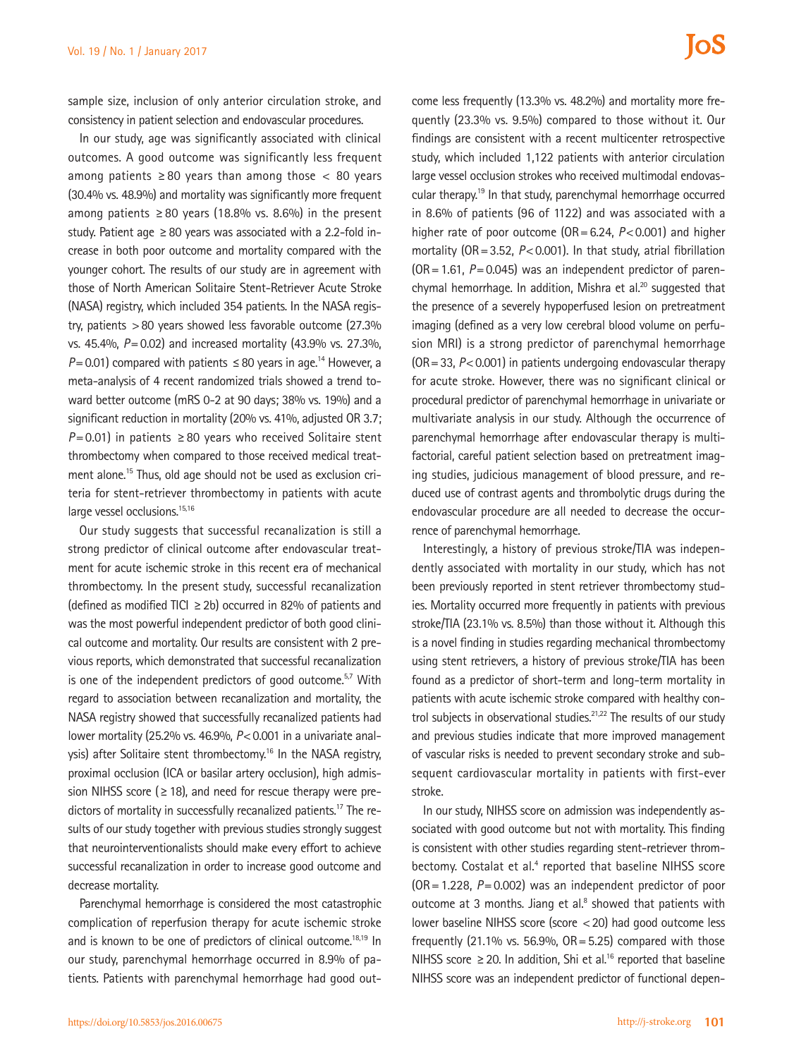sample size, inclusion of only anterior circulation stroke, and consistency in patient selection and endovascular procedures.

In our study, age was significantly associated with clinical outcomes. A good outcome was significantly less frequent among patients ≥80 years than among those <80 years (30.4% vs. 48.9%) and mortality was significantly more frequent among patients ≥80 years (18.8% vs. 8.6%) in the present study. Patient age ≥80 years was associated with a 2.2-fold increase in both poor outcome and mortality compared with the younger cohort. The results of our study are in agreement with those of North American Solitaire Stent-Retriever Acute Stroke (NASA) registry, which included 354 patients. In the NASA registry, patients >80 years showed less favorable outcome (27.3% vs. 45.4%, $P=0.02$) and increased mortality (43.9% vs. 27.3%, $P=0.01$) compared with patients ≤80 years in age.[14] However, a meta-analysis of 4 recent randomized trials showed a trend toward better outcome (mRS 0-2 at 90 days; 38% vs. 19%) and a significant reduction in mortality (20% vs. 41%, adjusted OR 3.7; $P=0.01$) in patients ≥80 years who received Solitaire stent thrombectomy when compared to those received medical treatment alone.[15] Thus, old age should not be used as exclusion criteria for stent-retriever thrombectomy in patients with acute large vessel occlusions.[15,16]

Our study suggests that successful recanalization is still a strong predictor of clinical outcome after endovascular treatment for acute ischemic stroke in this recent era of mechanical thrombectomy. In the present study, successful recanalization (defined as modified TICI ≥2b) occurred in 82% of patients and was the most powerful independent predictor of both good clinical outcome and mortality. Our results are consistent with 2 previous reports, which demonstrated that successful recanalization is one of the independent predictors of good outcome.[5,7] With regard to association between recanalization and mortality, the NASA registry showed that successfully recanalized patients had lower mortality (25.2% vs. 46.9%, $P<0.001$ in a univariate analysis) after Solitaire stent thrombectomy.[16] In the NASA registry, proximal occlusion (ICA or basilar artery occlusion), high admission NIHSS score (≥18), and need for rescue therapy were predictors of mortality in successfully recanalized patients.[17] The results of our study together with previous studies strongly suggest that neurointerventionalists should make every effort to achieve successful recanalization in order to increase good outcome and decrease mortality.

Parenchymal hemorrhage is considered the most catastrophic complication of reperfusion therapy for acute ischemic stroke and is known to be one of predictors of clinical outcome.[18,19] In our study, parenchymal hemorrhage occurred in 8.9% of patients. Patients with parenchymal hemorrhage had good outcome less frequently (13.3% vs. 48.2%) and mortality more frequently (23.3% vs. 9.5%) compared to those without it. Our findings are consistent with a recent multicenter retrospective study, which included 1,122 patients with anterior circulation large vessel occlusion strokes who received multimodal endovascular therapy.[19] In that study, parenchymal hemorrhage occurred in 8.6% of patients (96 of 1122) and was associated with a higher rate of poor outcome (OR=6.24, $P<0.001$) and higher mortality (OR=3.52, $P<0.001$). In that study, atrial fibrillation (OR=1.61, $P=0.045$) was an independent predictor of parenchymal hemorrhage. In addition, Mishra et al.[20] suggested that the presence of a severely hypoperfused lesion on pretreatment imaging (defined as a very low cerebral blood volume on perfusion MRI) is a strong predictor of parenchymal hemorrhage (OR=33, $P<0.001$) in patients undergoing endovascular therapy for acute stroke. However, there was no significant clinical or procedural predictor of parenchymal hemorrhage in univariate or multivariate analysis in our study. Although the occurrence of parenchymal hemorrhage after endovascular therapy is multifactorial, careful patient selection based on pretreatment imaging studies, judicious management of blood pressure, and reduced use of contrast agents and thrombolytic drugs during the endovascular procedure are all needed to decrease the occurrence of parenchymal hemorrhage.

Interestingly, a history of previous stroke/TIA was independently associated with mortality in our study, which has not been previously reported in stent retriever thrombectomy studies. Mortality occurred more frequently in patients with previous stroke/TIA (23.1% vs. 8.5%) than those without it. Although this is a novel finding in studies regarding mechanical thrombectomy using stent retrievers, a history of previous stroke/TIA has been found as a predictor of short-term and long-term mortality in patients with acute ischemic stroke compared with healthy control subjects in observational studies.[21,22] The results of our study and previous studies indicate that more improved management of vascular risks is needed to prevent secondary stroke and subsequent cardiovascular mortality in patients with first-ever stroke.

In our study, NIHSS score on admission was independently associated with good outcome but not with mortality. This finding is consistent with other studies regarding stent-retriever thrombectomy. Costalat et al.[4] reported that baseline NIHSS score (OR=1.228, $P=0.002$) was an independent predictor of poor outcome at 3 months. Jiang et al.[8] showed that patients with lower baseline NIHSS score (score <20) had good outcome less frequently (21.1% vs. 56.9%, OR=5.25) compared with those NIHSS score ≥20. In addition, Shi et al.[16] reported that baseline NIHSS score was an independent predictor of functional depen-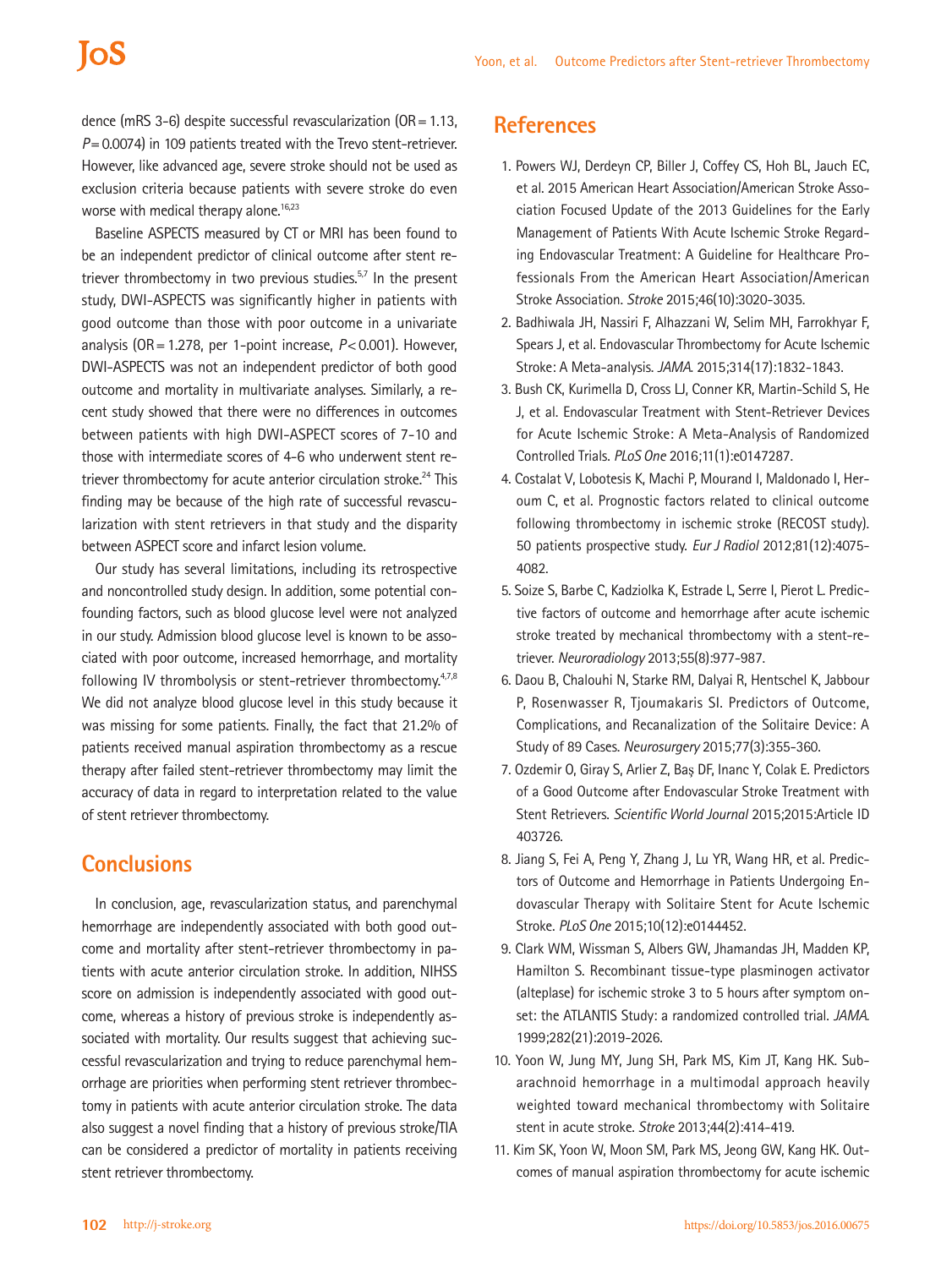dence (mRS 3-6) despite successful revascularization (OR = 1.13, $P$ = 0.0074) in 109 patients treated with the Trevo stent-retriever. However, like advanced age, severe stroke should not be used as exclusion criteria because patients with severe stroke do even worse with medical therapy alone.[16,23]

Baseline ASPECTS measured by CT or MRI has been found to be an independent predictor of clinical outcome after stent retriever thrombectomy in two previous studies.[5,7] In the present study, DWI-ASPECTS was significantly higher in patients with good outcome than those with poor outcome in a univariate analysis (OR = 1.278, per 1-point increase, $P$ < 0.001). However, DWI-ASPECTS was not an independent predictor of both good outcome and mortality in multivariate analyses. Similarly, a recent study showed that there were no differences in outcomes between patients with high DWI-ASPECT scores of 7-10 and those with intermediate scores of 4-6 who underwent stent retriever thrombectomy for acute anterior circulation stroke.[24] This finding may be because of the high rate of successful revascularization with stent retrievers in that study and the disparity between ASPECT score and infarct lesion volume.

Our study has several limitations, including its retrospective and noncontrolled study design. In addition, some potential confounding factors, such as blood glucose level were not analyzed in our study. Admission blood glucose level is known to be associated with poor outcome, increased hemorrhage, and mortality following IV thrombolysis or stent-retriever thrombectomy.[4,7,8] We did not analyze blood glucose level in this study because it was missing for some patients. Finally, the fact that 21.2% of patients received manual aspiration thrombectomy as a rescue therapy after failed stent-retriever thrombectomy may limit the accuracy of data in regard to interpretation related to the value of stent retriever thrombectomy.

## Conclusions

In conclusion, age, revascularization status, and parenchymal hemorrhage are independently associated with both good outcome and mortality after stent-retriever thrombectomy in patients with acute anterior circulation stroke. In addition, NIHSS score on admission is independently associated with good outcome, whereas a history of previous stroke is independently associated with mortality. Our results suggest that achieving successful revascularization and trying to reduce parenchymal hemorrhage are priorities when performing stent retriever thrombectomy in patients with acute anterior circulation stroke. The data also suggest a novel finding that a history of previous stroke/TIA can be considered a predictor of mortality in patients receiving stent retriever thrombectomy.

## References

1. Powers WJ, Derdeyn CP, Biller J, Coffey CS, Hoh BL, Jauch EC, et al. 2015 American Heart Association/American Stroke Association Focused Update of the 2013 Guidelines for the Early Management of Patients With Acute Ischemic Stroke Regarding Endovascular Treatment: A Guideline for Healthcare Professionals From the American Heart Association/American Stroke Association. *Stroke* 2015;46(10):3020-3035.
2. Badhiwala JH, Nassiri F, Alhazzani W, Selim MH, Farrokhyar F, Spears J, et al. Endovascular Thrombectomy for Acute Ischemic Stroke: A Meta-analysis. *JAMA*. 2015;314(17):1832-1843.
3. Bush CK, Kurimella D, Cross LJ, Conner KR, Martin-Schild S, He J, et al. Endovascular Treatment with Stent-Retriever Devices for Acute Ischemic Stroke: A Meta-Analysis of Randomized Controlled Trials. *PLoS One* 2016;11(1):e0147287.
4. Costalat V, Lobotesis K, Machi P, Mourand I, Maldonado I, Heroum C, et al. Prognostic factors related to clinical outcome following thrombectomy in ischemic stroke (RECOST study). 50 patients prospective study. *Eur J Radiol* 2012;81(12):4075-4082.
5. Soize S, Barbe C, Kadziolka K, Estrade L, Serre I, Pierot L. Predictive factors of outcome and hemorrhage after acute ischemic stroke treated by mechanical thrombectomy with a stent-retriever. *Neuroradiology* 2013;55(8):977-987.
6. Daou B, Chalouhi N, Starke RM, Dalyai R, Hentschel K, Jabbour P, Rosenwasser R, Tjoumakaris SI. Predictors of Outcome, Complications, and Recanalization of the Solitaire Device: A Study of 89 Cases. *Neurosurgery* 2015;77(3):355-360.
7. Ozdemir O, Giray S, Arlier Z, Baş DF, Inanc Y, Colak E. Predictors of a Good Outcome after Endovascular Stroke Treatment with Stent Retrievers. *Scientific World Journal* 2015;2015:Article ID 403726.
8. Jiang S, Fei A, Peng Y, Zhang J, Lu YR, Wang HR, et al. Predictors of Outcome and Hemorrhage in Patients Undergoing Endovascular Therapy with Solitaire Stent for Acute Ischemic Stroke. *PLoS One* 2015;10(12):e0144452.
9. Clark WM, Wissman S, Albers GW, Jhamandas JH, Madden KP, Hamilton S. Recombinant tissue-type plasminogen activator (alteplase) for ischemic stroke 3 to 5 hours after symptom onset: the ATLANTIS Study: a randomized controlled trial. *JAMA*. 1999;282(21):2019-2026.
10. Yoon W, Jung MY, Jung SH, Park MS, Kim JT, Kang HK. Subarachnoid hemorrhage in a multimodal approach heavily weighted toward mechanical thrombectomy with Solitaire stent in acute stroke. *Stroke* 2013;44(2):414-419.
11. Kim SK, Yoon W, Moon SM, Park MS, Jeong GW, Kang HK. Outcomes of manual aspiration thrombectomy for acute ischemic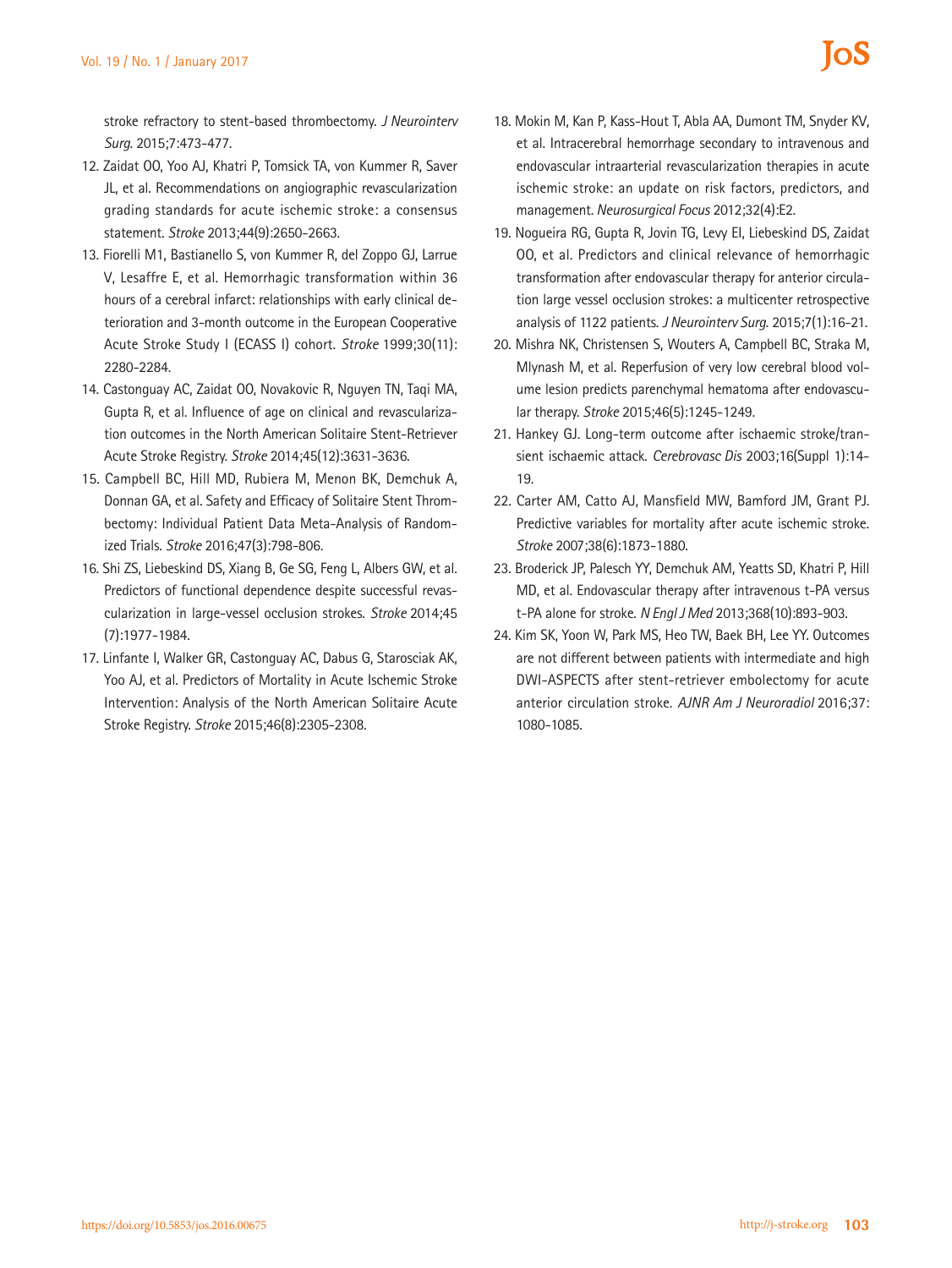stroke refractory to stent-based thrombectomy. *J Neurointerv Surg.* 2015;7:473-477.

12. Zaidat OO, Yoo AJ, Khatri P, Tomsick TA, von Kummer R, Saver JL, et al. Recommendations on angiographic revascularization grading standards for acute ischemic stroke: a consensus statement. *Stroke* 2013;44(9):2650-2663.
13. Fiorelli M1, Bastianello S, von Kummer R, del Zoppo GJ, Larrue V, Lesaffre E, et al. Hemorrhagic transformation within 36 hours of a cerebral infarct: relationships with early clinical deterioration and 3-month outcome in the European Cooperative Acute Stroke Study I (ECASS I) cohort. *Stroke* 1999;30(11): 2280-2284.
14. Castonguay AC, Zaidat OO, Novakovic R, Nguyen TN, Taqi MA, Gupta R, et al. Influence of age on clinical and revascularization outcomes in the North American Solitaire Stent-Retriever Acute Stroke Registry. *Stroke* 2014;45(12):3631-3636.
15. Campbell BC, Hill MD, Rubiera M, Menon BK, Demchuk A, Donnan GA, et al. Safety and Efficacy of Solitaire Stent Thrombectomy: Individual Patient Data Meta-Analysis of Randomized Trials. *Stroke* 2016;47(3):798-806.
16. Shi ZS, Liebeskind DS, Xiang B, Ge SG, Feng L, Albers GW, et al. Predictors of functional dependence despite successful revascularization in large-vessel occlusion strokes. *Stroke* 2014;45 (7):1977-1984.
17. Linfante I, Walker GR, Castonguay AC, Dabus G, Starosciak AK, Yoo AJ, et al. Predictors of Mortality in Acute Ischemic Stroke Intervention: Analysis of the North American Solitaire Acute Stroke Registry. *Stroke* 2015;46(8):2305-2308.
18. Mokin M, Kan P, Kass-Hout T, Abla AA, Dumont TM, Snyder KV, et al. Intracerebral hemorrhage secondary to intravenous and endovascular intraarterial revascularization therapies in acute ischemic stroke: an update on risk factors, predictors, and management. *Neurosurgical Focus* 2012;32(4):E2.
19. Nogueira RG, Gupta R, Jovin TG, Levy EI, Liebeskind DS, Zaidat OO, et al. Predictors and clinical relevance of hemorrhagic transformation after endovascular therapy for anterior circulation large vessel occlusion strokes: a multicenter retrospective analysis of 1122 patients. *J Neurointerv Surg.* 2015;7(1):16-21.
20. Mishra NK, Christensen S, Wouters A, Campbell BC, Straka M, Mlynash M, et al. Reperfusion of very low cerebral blood volume lesion predicts parenchymal hematoma after endovascular therapy. *Stroke* 2015;46(5):1245-1249.
21. Hankey GJ. Long-term outcome after ischaemic stroke/transient ischaemic attack. *Cerebrovasc Dis* 2003;16(Suppl 1):14-19.
22. Carter AM, Catto AJ, Mansfield MW, Bamford JM, Grant PJ. Predictive variables for mortality after acute ischemic stroke. *Stroke* 2007;38(6):1873-1880.
23. Broderick JP, Palesch YY, Demchuk AM, Yeatts SD, Khatri P, Hill MD, et al. Endovascular therapy after intravenous t-PA versus t-PA alone for stroke. *N Engl J Med* 2013;368(10):893-903.
24. Kim SK, Yoon W, Park MS, Heo TW, Baek BH, Lee YY. Outcomes are not different between patients with intermediate and high DWI-ASPECTS after stent-retriever embolectomy for acute anterior circulation stroke. *AJNR Am J Neuroradiol* 2016;37: 1080-1085.